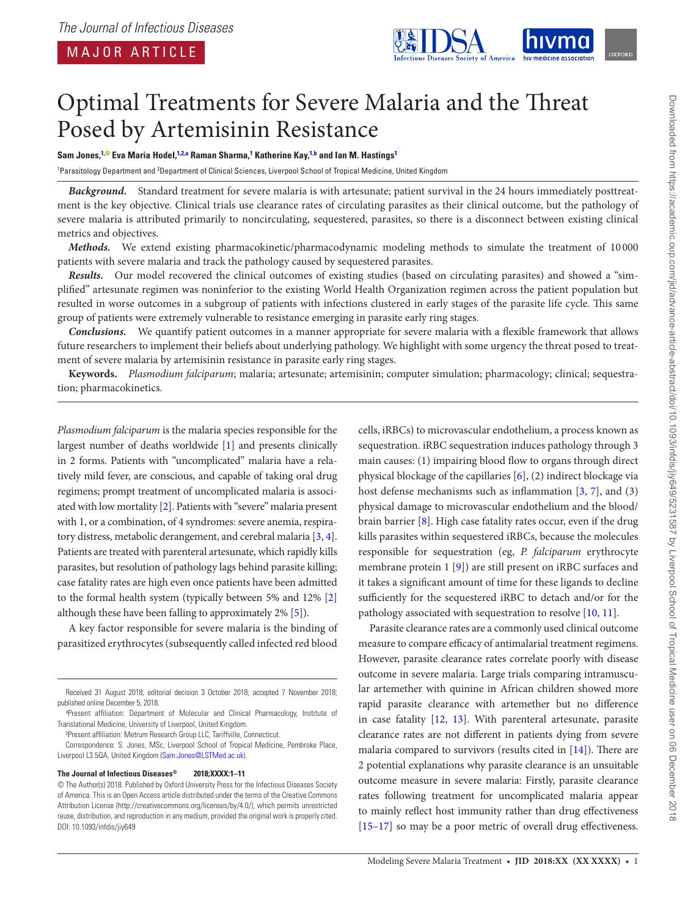# Optimal Treatments for Severe Malaria and the Threat Posed by Artemisinin Resistance

**Sam Jones,[1] Eva Maria Hodel,[1,2,a] Raman Sharma,[1] Katherine Kay,[1,b] and Ian M. Hastings[1]**

[1]Parasitology Department and [2]Department of Clinical Sciences, Liverpool School of Tropical Medicine, United Kingdom

***Background.*** Standard treatment for severe malaria is with artesunate; patient survival in the 24 hours immediately posttreatment is the key objective. Clinical trials use clearance rates of circulating parasites as their clinical outcome, but the pathology of severe malaria is attributed primarily to noncirculating, sequestered, parasites, so there is a disconnect between existing clinical metrics and objectives.

***Methods.*** We extend existing pharmacokinetic/pharmacodynamic modeling methods to simulate the treatment of 10 000 patients with severe malaria and track the pathology caused by sequestered parasites.

***Results.*** Our model recovered the clinical outcomes of existing studies (based on circulating parasites) and showed a "simplified" artesunate regimen was noninferior to the existing World Health Organization regimen across the patient population but resulted in worse outcomes in a subgroup of patients with infections clustered in early stages of the parasite life cycle. This same group of patients were extremely vulnerable to resistance emerging in parasite early ring stages.

***Conclusions.*** We quantify patient outcomes in a manner appropriate for severe malaria with a flexible framework that allows future researchers to implement their beliefs about underlying pathology. We highlight with some urgency the threat posed to treatment of severe malaria by artemisinin resistance in parasite early ring stages.

**Keywords.** *Plasmodium falciparum*; malaria; artesunate; artemisinin; computer simulation; pharmacology; clinical; sequestration; pharmacokinetics.

---

*Plasmodium falciparum* is the malaria species responsible for the largest number of deaths worldwide [1] and presents clinically in 2 forms. Patients with "uncomplicated" malaria have a relatively mild fever, are conscious, and capable of taking oral drug regimens; prompt treatment of uncomplicated malaria is associated with low mortality [2]. Patients with "severe" malaria present with 1, or a combination, of 4 syndromes: severe anemia, respiratory distress, metabolic derangement, and cerebral malaria [3, 4]. Patients are treated with parenteral artesunate, which rapidly kills parasites, but resolution of pathology lags behind parasite killing; case fatality rates are high even once patients have been admitted to the formal health system (typically between 5% and 12% [2] although these have been falling to approximately 2% [5]).

A key factor responsible for severe malaria is the binding of parasitized erythrocytes (subsequently called infected red blood cells, iRBCs) to microvascular endothelium, a process known as sequestration. iRBC sequestration induces pathology through 3 main causes: (1) impairing blood flow to organs through direct physical blockage of the capillaries [6], (2) indirect blockage via host defense mechanisms such as inflammation [3, 7], and (3) physical damage to microvascular endothelium and the blood/brain barrier [8]. High case fatality rates occur, even if the drug kills parasites within sequestered iRBCs, because the molecules responsible for sequestration (eg, *P. falciparum* erythrocyte membrane protein 1 [9]) are still present on iRBC surfaces and it takes a significant amount of time for these ligands to decline sufficiently for the sequestered iRBC to detach and/or for the pathology associated with sequestration to resolve [10, 11].

Parasite clearance rates are a commonly used clinical outcome measure to compare efficacy of antimalarial treatment regimens. However, parasite clearance rates correlate poorly with disease outcome in severe malaria. Large trials comparing intramuscular artemether with quinine in African children showed more rapid parasite clearance with artemether but no difference in case fatality [12, 13]. With parenteral artesunate, parasite clearance rates are not different in patients dying from severe malaria compared to survivors (results cited in [14]). There are 2 potential explanations why parasite clearance is an unsuitable outcome measure in severe malaria: Firstly, parasite clearance rates following treatment for uncomplicated malaria appear to mainly reflect host immunity rather than drug effectiveness [15–17] so may be a poor metric of overall drug effectiveness.

---

Received 31 August 2018; editorial decision 3 October 2018; accepted 7 November 2018; published online December 5, 2018.

[a]Present affiliation: Department of Molecular and Clinical Pharmacology, Institute of Translational Medicine, University of Liverpool, United Kingdom.

[b]Present affiliation: Metrum Research Group LLC, Tariffville, Connecticut.

Correspondence: S. Jones, MSc, Liverpool School of Tropical Medicine, Pembroke Place, Liverpool L3 5QA, United Kingdom (Sam.Jones@LSTMed.ac.uk).

**The Journal of Infectious Diseases® 2018;XXXX:1–11**

© The Author(s) 2018. Published by Oxford University Press for the Infectious Diseases Society of America. This is an Open Access article distributed under the terms of the Creative Commons Attribution License (http://creativecommons.org/licenses/by/4.0/), which permits unrestricted reuse, distribution, and reproduction in any medium, provided the original work is properly cited.
DOI: 10.1093/infdis/jiy649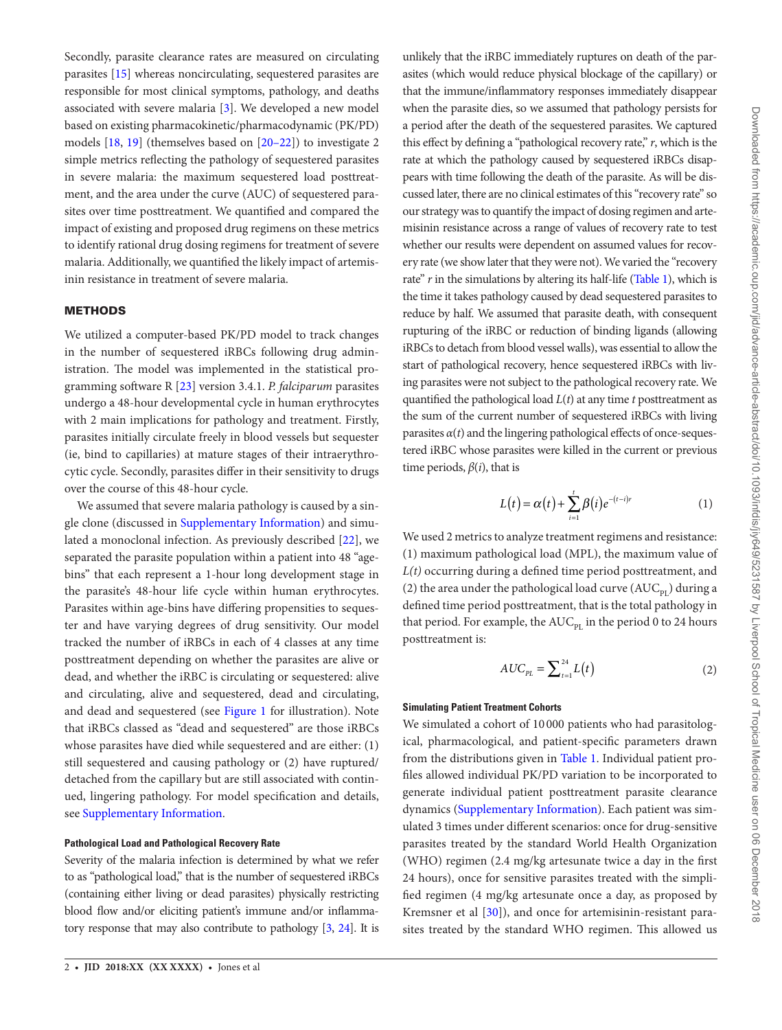Secondly, parasite clearance rates are measured on circulating parasites [15] whereas noncirculating, sequestered parasites are responsible for most clinical symptoms, pathology, and deaths associated with severe malaria [3]. We developed a new model based on existing pharmacokinetic/pharmacodynamic (PK/PD) models [18, 19] (themselves based on [20–22]) to investigate 2 simple metrics reflecting the pathology of sequestered parasites in severe malaria: the maximum sequestered load posttreatment, and the area under the curve (AUC) of sequestered parasites over time posttreatment. We quantified and compared the impact of existing and proposed drug regimens on these metrics to identify rational drug dosing regimens for treatment of severe malaria. Additionally, we quantified the likely impact of artemisinin resistance in treatment of severe malaria.

## METHODS

We utilized a computer-based PK/PD model to track changes in the number of sequestered iRBCs following drug administration. The model was implemented in the statistical programming software R [23] version 3.4.1. *P. falciparum* parasites undergo a 48-hour developmental cycle in human erythrocytes with 2 main implications for pathology and treatment. Firstly, parasites initially circulate freely in blood vessels but sequester (ie, bind to capillaries) at mature stages of their intraerythrocytic cycle. Secondly, parasites differ in their sensitivity to drugs over the course of this 48-hour cycle.

We assumed that severe malaria pathology is caused by a single clone (discussed in Supplementary Information) and simulated a monoclonal infection. As previously described [22], we separated the parasite population within a patient into 48 "age-bins" that each represent a 1-hour long development stage in the parasite's 48-hour life cycle within human erythrocytes. Parasites within age-bins have differing propensities to sequester and have varying degrees of drug sensitivity. Our model tracked the number of iRBCs in each of 4 classes at any time posttreatment depending on whether the parasites are alive or dead, and whether the iRBC is circulating or sequestered: alive and circulating, alive and sequestered, dead and circulating, and dead and sequestered (see Figure 1 for illustration). Note that iRBCs classed as "dead and sequestered" are those iRBCs whose parasites have died while sequestered and are either: (1) still sequestered and causing pathology or (2) have ruptured/detached from the capillary but are still associated with continued, lingering pathology. For model specification and details, see Supplementary Information.

#### Pathological Load and Pathological Recovery Rate

Severity of the malaria infection is determined by what we refer to as "pathological load," that is the number of sequestered iRBCs (containing either living or dead parasites) physically restricting blood flow and/or eliciting patient's immune and/or inflammatory response that may also contribute to pathology [3, 24]. It is unlikely that the iRBC immediately ruptures on death of the parasites (which would reduce physical blockage of the capillary) or that the immune/inflammatory responses immediately disappear when the parasite dies, so we assumed that pathology persists for a period after the death of the sequestered parasites. We captured this effect by defining a "pathological recovery rate," $r$, which is the rate at which the pathology caused by sequestered iRBCs disappears with time following the death of the parasite. As will be discussed later, there are no clinical estimates of this "recovery rate" so our strategy was to quantify the impact of dosing regimen and artemisinin resistance across a range of values of recovery rate to test whether our results were dependent on assumed values for recovery rate (we show later that they were not). We varied the "recovery rate" $r$ in the simulations by altering its half-life (Table 1), which is the time it takes pathology caused by dead sequestered parasites to reduce by half. We assumed that parasite death, with consequent rupturing of the iRBC or reduction of binding ligands (allowing iRBCs to detach from blood vessel walls), was essential to allow the start of pathological recovery, hence sequestered iRBCs with living parasites were not subject to the pathological recovery rate. We quantified the pathological load $L(t)$ at any time $t$ posttreatment as the sum of the current number of sequestered iRBCs with living parasites $\alpha(t)$ and the lingering pathological effects of once-sequestered iRBC whose parasites were killed in the current or previous time periods, $\beta(i)$, that is

$$L(t) = \alpha(t) + \sum_{i=1}^{t} \beta(i) e^{-(t-i)r} \tag{1}$$

We used 2 metrics to analyze treatment regimens and resistance: (1) maximum pathological load (MPL), the maximum value of $L(t)$ occurring during a defined time period posttreatment, and (2) the area under the pathological load curve ($AUC_{PL}$) during a defined time period posttreatment, that is the total pathology in that period. For example, the $AUC_{PL}$ in the period 0 to 24 hours posttreatment is:

$$AUC_{PL} = \sum_{t=1}^{24} L(t) \tag{2}$$

#### Simulating Patient Treatment Cohorts

We simulated a cohort of 10 000 patients who had parasitological, pharmacological, and patient-specific parameters drawn from the distributions given in Table 1. Individual patient profiles allowed individual PK/PD variation to be incorporated to generate individual patient posttreatment parasite clearance dynamics (Supplementary Information). Each patient was simulated 3 times under different scenarios: once for drug-sensitive parasites treated by the standard World Health Organization (WHO) regimen (2.4 mg/kg artesunate twice a day in the first 24 hours), once for sensitive parasites treated with the simplified regimen (4 mg/kg artesunate once a day, as proposed by Kremsner et al [30]), and once for artemisinin-resistant parasites treated by the standard WHO regimen. This allowed us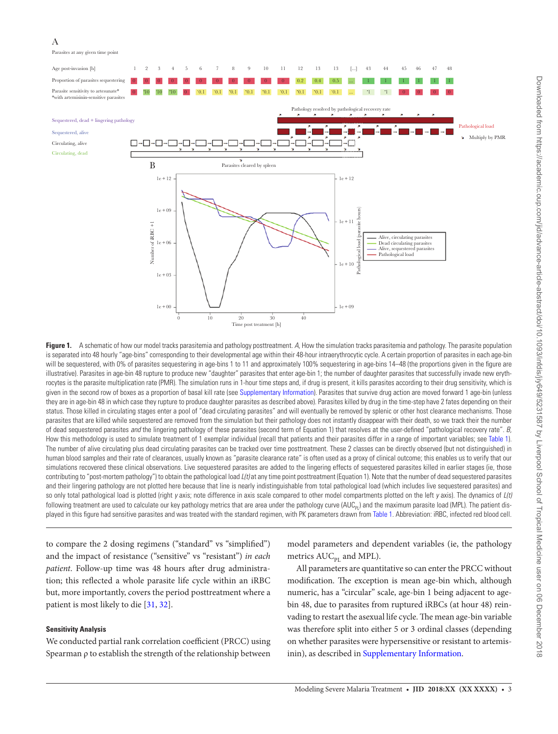**Figure 1.** A schematic of how our model tracks parasitemia and pathology posttreatment. *A*, How the simulation tracks parasitemia and pathology. The parasite population is separated into 48 hourly "age-bins" corresponding to their developmental age within their 48-hour intraerythrocytic cycle. A certain proportion of parasites in each age-bin will be sequestered, with 0% of parasites sequestering in age-bins 1 to 11 and approximately 100% sequestering in age-bins 14–48 (the proportions given in the figure are illustrative). Parasites in age-bin 48 rupture to produce new "daughter" parasites that enter age-bin 1; the number of daughter parasites that successfully invade new erythrocytes is the parasite multiplication rate (PMR). The simulation runs in 1-hour time steps and, if drug is present, it kills parasites according to their drug sensitivity, which is given in the second row of boxes as a proportion of basal kill rate (see Supplementary Information). Parasites that survive drug action are moved forward 1 age-bin (unless they are in age-bin 48 in which case they rupture to produce daughter parasites as described above). Parasites killed by drug in the time-step have 2 fates depending on their status. Those killed in circulating stages enter a pool of "dead circulating parasites" and will eventually be removed by splenic or other host clearance mechanisms. Those parasites that are killed while sequestered are removed from the simulation but their pathology does not instantly disappear with their death, so we track their the number of dead sequestered parasites *and* the lingering pathology of these parasites (second term of Equation 1) that resolves at the user-defined "pathological recovery rate". *B*, How this methodology is used to simulate treatment of 1 exemplar individual (recall that patients and their parasites differ in a range of important variables; see Table 1). The number of alive circulating plus dead circulating parasites can be tracked over time posttreatment. These 2 classes can be directly observed (but not distinguished) in human blood samples and their rate of clearances, usually known as "parasite clearance rate" is often used as a proxy of clinical outcome; this enables us to verify that our simulations recovered these clinical observations. Live sequestered parasites are added to the lingering effects of sequestered parasites killed in earlier stages (ie, those contributing to "post-mortem pathology") to obtain the pathological load *L(t)* at any time point posttreatment (Equation 1). Note that the number of dead sequestered parasites and their lingering pathology are not plotted here because that line is nearly indistinguishable from total pathological load (which includes live sequestered parasites) and so only total pathological load is plotted (right *y* axis; note difference in axis scale compared to other model compartments plotted on the left *y* axis). The dynamics of *L(t)* following treatment are used to calculate our key pathology metrics that are area under the pathology curve ($AUC_{PL}$) and the maximum parasite load (MPL). The patient displayed in this figure had sensitive parasites and was treated with the standard regimen, with PK parameters drawn from Table 1. Abbreviation: iRBC, infected red blood cell.

to compare the 2 dosing regimens ("standard" vs "simplified") and the impact of resistance ("sensitive" vs "resistant") *in each patient*. Follow-up time was 48 hours after drug administration; this reflected a whole parasite life cycle within an iRBC but, more importantly, covers the period posttreatment where a patient is most likely to die [31, 32].

### Sensitivity Analysis

We conducted partial rank correlation coefficient (PRCC) using Spearman ρ to establish the strength of the relationship between model parameters and dependent variables (ie, the pathology metrics $AUC_{PL}$ and MPL).

All parameters are quantitative so can enter the PRCC without modification. The exception is mean age-bin which, although numeric, has a "circular" scale, age-bin 1 being adjacent to age-bin 48, due to parasites from ruptured iRBCs (at hour 48) reinvading to restart the asexual life cycle. The mean age-bin variable was therefore split into either 5 or 3 ordinal classes (depending on whether parasites were hypersensitive or resistant to artemisinin), as described in Supplementary Information.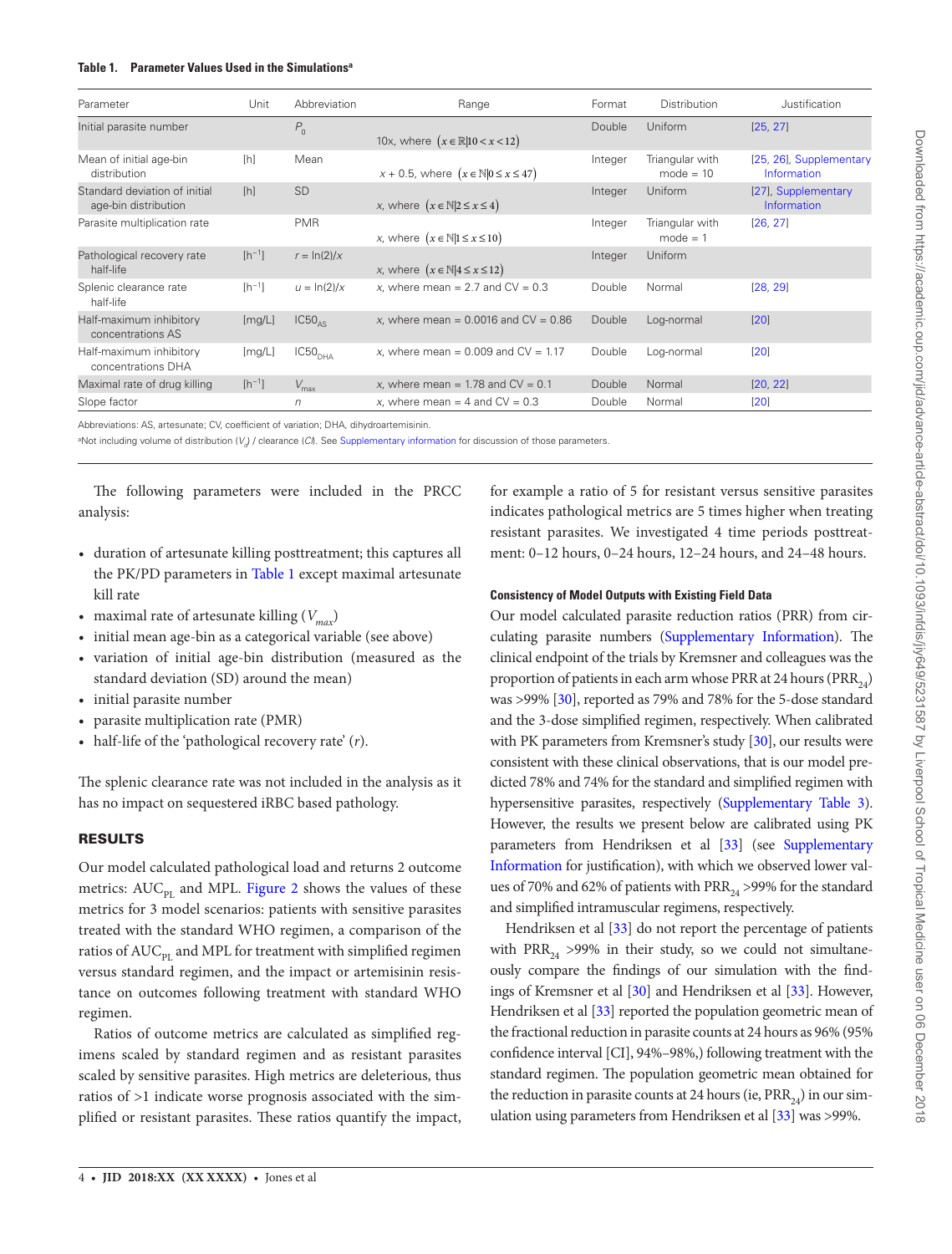**Table 1. Parameter Values Used in the Simulations[a]**

| Parameter | Unit | Abbreviation | Range | Format | Distribution | Justification |
|---|---|---|---|---|---|---|
| Initial parasite number | | $P_0$ | $10x$, where $\left(x \in \mathbb{R} \mid 10 < x < 12\right)$ | Double | Uniform | [25, 27] |
| Mean of initial age-bin distribution | [h] | Mean | $x + 0.5$, where $\left(x \in \mathbb{N} \mid 0 \le x \le 47\right)$ | Integer | Triangular with mode = 10 | [25, 26], Supplementary Information |
| Standard deviation of initial age-bin distribution | [h] | SD | $x$, where $\left(x \in \mathbb{N} \mid 2 \le x \le 4\right)$ | Integer | Uniform | [27], Supplementary Information |
| Parasite multiplication rate | | PMR | $x$, where $\left(x \in \mathbb{N} \mid 1 \le x \le 10\right)$ | Integer | Triangular with mode = 1 | [26, 27] |
| Pathological recovery rate half-life | [h$^{-1}$] | $r = \ln(2)/x$ | $x$, where $\left(x \in \mathbb{N} \mid 4 \le x \le 12\right)$ | Integer | Uniform | |
| Splenic clearance rate half-life | [h$^{-1}$] | $u = \ln(2)/x$ | $x$, where mean = 2.7 and CV = 0.3 | Double | Normal | [28, 29] |
| Half-maximum inhibitory concentrations AS | [mg/L] | $IC50_{AS}$ | $x$, where mean = 0.0016 and CV = 0.86 | Double | Log-normal | [20] |
| Half-maximum inhibitory concentrations DHA | [mg/L] | $IC50_{DHA}$ | $x$, where mean = 0.009 and CV = 1.17 | Double | Log-normal | [20] |
| Maximal rate of drug killing | [h$^{-1}$] | $V_{max}$ | $x$, where mean = 1.78 and CV = 0.1 | Double | Normal | [20, 22] |
| Slope factor | | $n$ | $x$, where mean = 4 and CV = 0.3 | Double | Normal | [20] |

Abbreviations: AS, artesunate; CV, coefficient of variation; DHA, dihydroartemisinin.

[a]Not including volume of distribution ($V_d$) / clearance ($Cl$). See Supplementary information for discussion of those parameters.

The following parameters were included in the PRCC analysis:

- duration of artesunate killing posttreatment; this captures all the PK/PD parameters in Table 1 except maximal artesunate kill rate
- maximal rate of artesunate killing ($V_{max}$)
- initial mean age-bin as a categorical variable (see above)
- variation of initial age-bin distribution (measured as the standard deviation (SD) around the mean)
- initial parasite number
- parasite multiplication rate (PMR)
- half-life of the 'pathological recovery rate' ($r$).

The splenic clearance rate was not included in the analysis as it has no impact on sequestered iRBC based pathology.

## RESULTS

Our model calculated pathological load and returns 2 outcome metrics: $AUC_{PL}$ and MPL. Figure 2 shows the values of these metrics for 3 model scenarios: patients with sensitive parasites treated with the standard WHO regimen, a comparison of the ratios of $AUC_{PL}$ and MPL for treatment with simplified regimen versus standard regimen, and the impact or artemisinin resistance on outcomes following treatment with standard WHO regimen.

Ratios of outcome metrics are calculated as simplified regimens scaled by standard regimen and as resistant parasites scaled by sensitive parasites. High metrics are deleterious, thus ratios of >1 indicate worse prognosis associated with the simplified or resistant parasites. These ratios quantify the impact, for example a ratio of 5 for resistant versus sensitive parasites indicates pathological metrics are 5 times higher when treating resistant parasites. We investigated 4 time periods posttreatment: 0–12 hours, 0–24 hours, 12–24 hours, and 24–48 hours.

### Consistency of Model Outputs with Existing Field Data

Our model calculated parasite reduction ratios (PRR) from circulating parasite numbers (Supplementary Information). The clinical endpoint of the trials by Kremsner and colleagues was the proportion of patients in each arm whose PRR at 24 hours ($PRR_{24}$) was >99% [30], reported as 79% and 78% for the 5-dose standard and the 3-dose simplified regimen, respectively. When calibrated with PK parameters from Kremsner's study [30], our results were consistent with these clinical observations, that is our model predicted 78% and 74% for the standard and simplified regimen with hypersensitive parasites, respectively (Supplementary Table 3). However, the results we present below are calibrated using PK parameters from Hendriksen et al [33] (see Supplementary Information for justification), with which we observed lower values of 70% and 62% of patients with $PRR_{24}$ >99% for the standard and simplified intramuscular regimens, respectively.

Hendriksen et al [33] do not report the percentage of patients with $PRR_{24}$ >99% in their study, so we could not simultaneously compare the findings of our simulation with the findings of Kremsner et al [30] and Hendriksen et al [33]. However, Hendriksen et al [33] reported the population geometric mean of the fractional reduction in parasite counts at 24 hours as 96% (95% confidence interval [CI], 94%–98%,) following treatment with the standard regimen. The population geometric mean obtained for the reduction in parasite counts at 24 hours (ie, $PRR_{24}$) in our simulation using parameters from Hendriksen et al [33] was >99%.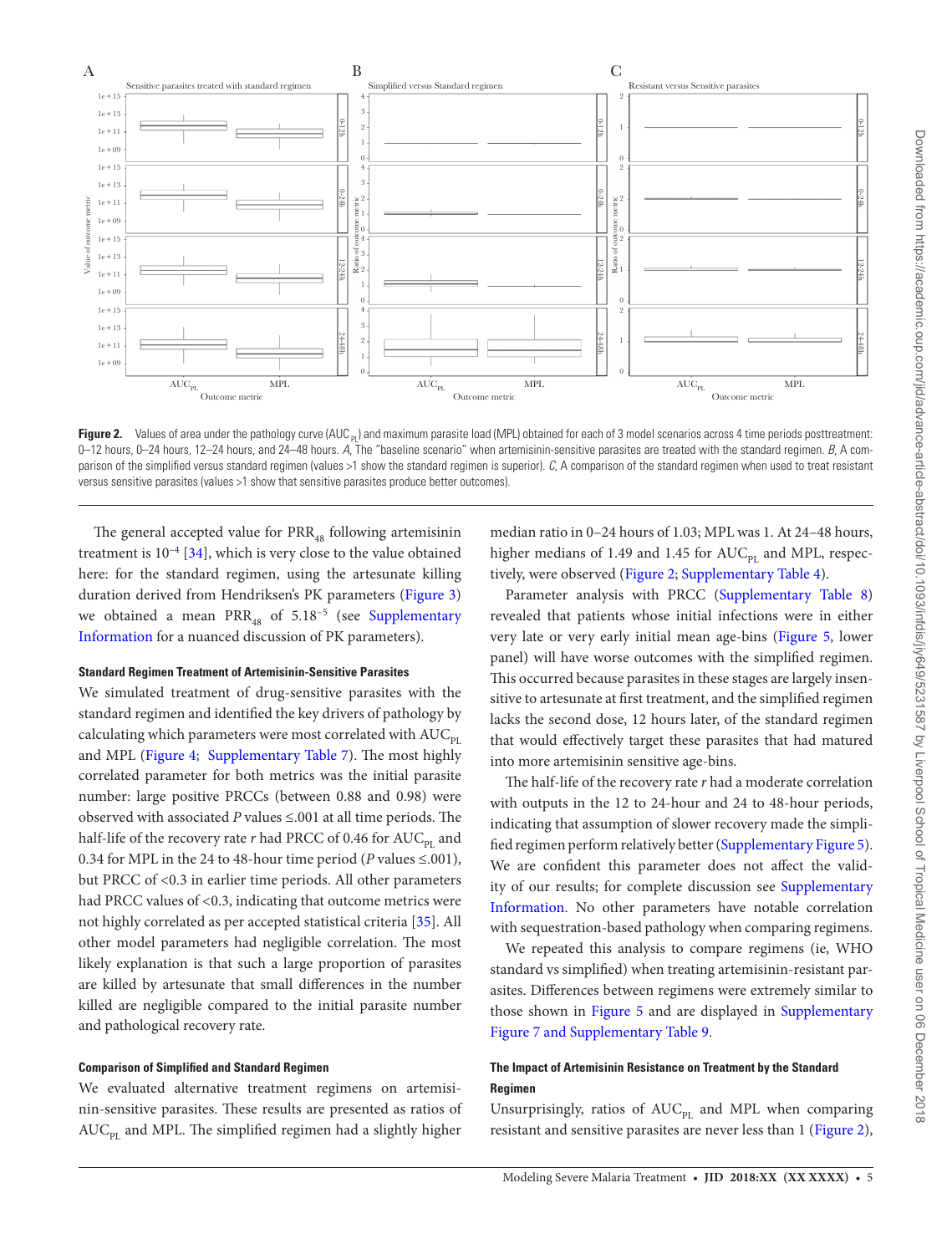**Figure 2.** Values of area under the pathology curve ($AUC_{PL}$) and maximum parasite load (MPL) obtained for each of 3 model scenarios across 4 time periods posttreatment: 0–12 hours, 0–24 hours, 12–24 hours, and 24–48 hours. *A*, The "baseline scenario" when artemisinin-sensitive parasites are treated with the standard regimen. *B*, A comparison of the simplified versus standard regimen (values >1 show the standard regimen is superior). *C*, A comparison of the standard regimen when used to treat resistant versus sensitive parasites (values >1 show that sensitive parasites produce better outcomes).

The general accepted value for $PRR_{48}$ following artemisinin treatment is $10^{-4}$ [34], which is very close to the value obtained here: for the standard regimen, using the artesunate killing duration derived from Hendriksen's PK parameters (Figure 3) we obtained a mean $PRR_{48}$ of $5.18^{-5}$ (see Supplementary Information for a nuanced discussion of PK parameters).

#### Standard Regimen Treatment of Artemisinin-Sensitive Parasites

We simulated treatment of drug-sensitive parasites with the standard regimen and identified the key drivers of pathology by calculating which parameters were most correlated with $AUC_{PL}$ and MPL (Figure 4; Supplementary Table 7). The most highly correlated parameter for both metrics was the initial parasite number: large positive PRCCs (between 0.88 and 0.98) were observed with associated $P$ values ≤.001 at all time periods. The half-life of the recovery rate $r$ had PRCC of 0.46 for $AUC_{PL}$ and 0.34 for MPL in the 24 to 48-hour time period ($P$ values ≤.001), but PRCC of <0.3 in earlier time periods. All other parameters had PRCC values of <0.3, indicating that outcome metrics were not highly correlated as per accepted statistical criteria [35]. All other model parameters had negligible correlation. The most likely explanation is that such a large proportion of parasites are killed by artesunate that small differences in the number killed are negligible compared to the initial parasite number and pathological recovery rate.

#### Comparison of Simplified and Standard Regimen

We evaluated alternative treatment regimens on artemisinin-sensitive parasites. These results are presented as ratios of $AUC_{PL}$ and MPL. The simplified regimen had a slightly higher median ratio in 0–24 hours of 1.03; MPL was 1. At 24–48 hours, higher medians of 1.49 and 1.45 for $AUC_{PL}$ and MPL, respectively, were observed (Figure 2; Supplementary Table 4).

Parameter analysis with PRCC (Supplementary Table 8) revealed that patients whose initial infections were in either very late or very early initial mean age-bins (Figure 5, lower panel) will have worse outcomes with the simplified regimen. This occurred because parasites in these stages are largely insensitive to artesunate at first treatment, and the simplified regimen lacks the second dose, 12 hours later, of the standard regimen that would effectively target these parasites that had matured into more artemisinin sensitive age-bins.

The half-life of the recovery rate $r$ had a moderate correlation with outputs in the 12 to 24-hour and 24 to 48-hour periods, indicating that assumption of slower recovery made the simplified regimen perform relatively better (Supplementary Figure 5). We are confident this parameter does not affect the validity of our results; for complete discussion see Supplementary Information. No other parameters have notable correlation with sequestration-based pathology when comparing regimens.

We repeated this analysis to compare regimens (ie, WHO standard vs simplified) when treating artemisinin-resistant parasites. Differences between regimens were extremely similar to those shown in Figure 5 and are displayed in Supplementary Figure 7 and Supplementary Table 9.

#### The Impact of Artemisinin Resistance on Treatment by the Standard Regimen

Unsurprisingly, ratios of $AUC_{PL}$ and MPL when comparing resistant and sensitive parasites are never less than 1 (Figure 2),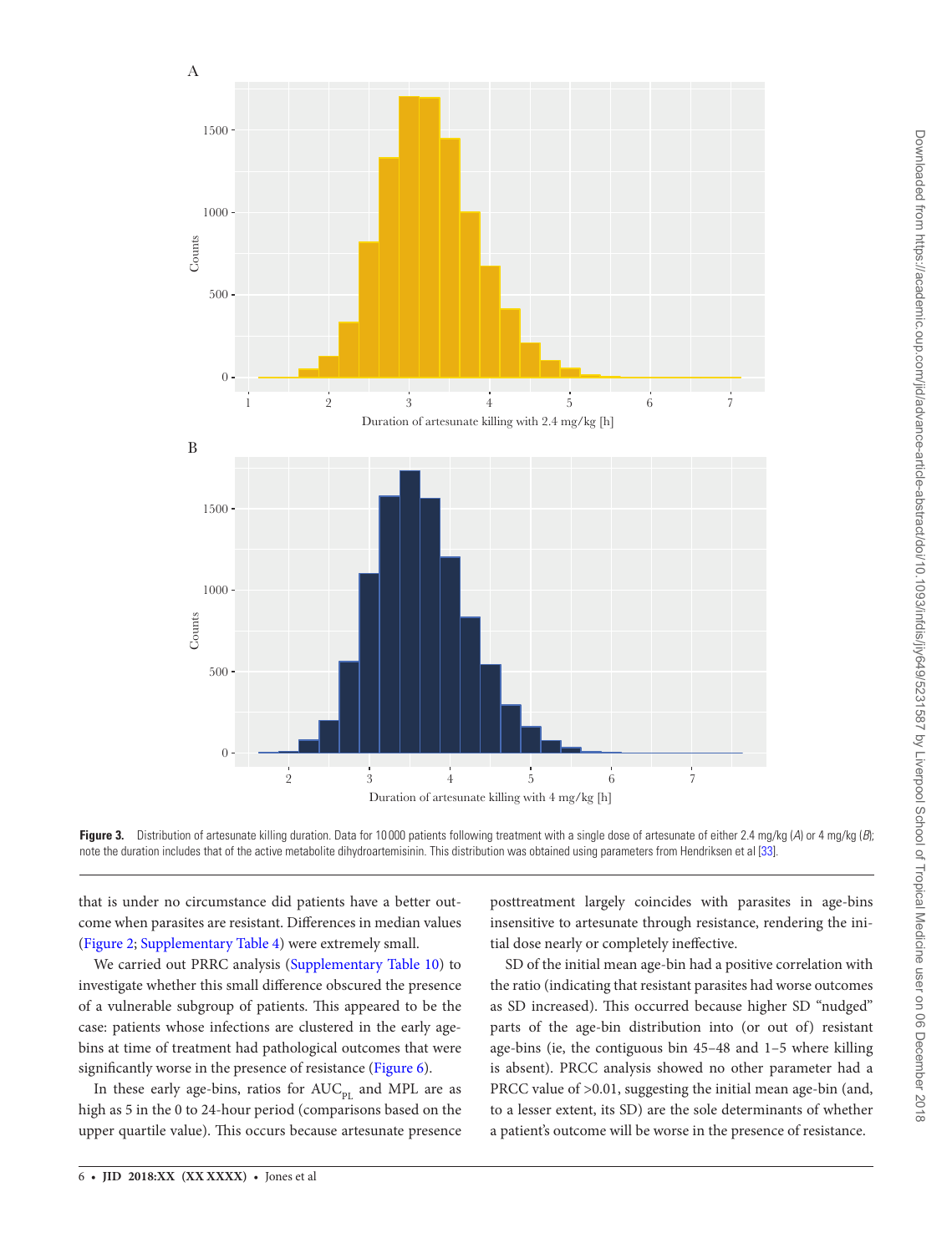Figure 3. Distribution of artesunate killing duration. Data for 10 000 patients following treatment with a single dose of artesunate of either 2.4 mg/kg (*A*) or 4 mg/kg (*B*); note the duration includes that of the active metabolite dihydroartemisinin. This distribution was obtained using parameters from Hendriksen et al [33].

that is under no circumstance did patients have a better outcome when parasites are resistant. Differences in median values (Figure 2; Supplementary Table 4) were extremely small.

We carried out PRRC analysis (Supplementary Table 10) to investigate whether this small difference obscured the presence of a vulnerable subgroup of patients. This appeared to be the case: patients whose infections are clustered in the early age-bins at time of treatment had pathological outcomes that were significantly worse in the presence of resistance (Figure 6).

In these early age-bins, ratios for $AUC_{PL}$ and MPL are as high as 5 in the 0 to 24-hour period (comparisons based on the upper quartile value). This occurs because artesunate presence posttreatment largely coincides with parasites in age-bins insensitive to artesunate through resistance, rendering the initial dose nearly or completely ineffective.

SD of the initial mean age-bin had a positive correlation with the ratio (indicating that resistant parasites had worse outcomes as SD increased). This occurred because higher SD "nudged" parts of the age-bin distribution into (or out of) resistant age-bins (ie, the contiguous bin 45–48 and 1–5 where killing is absent). PRCC analysis showed no other parameter had a PRCC value of >0.01, suggesting the initial mean age-bin (and, to a lesser extent, its SD) are the sole determinants of whether a patient's outcome will be worse in the presence of resistance.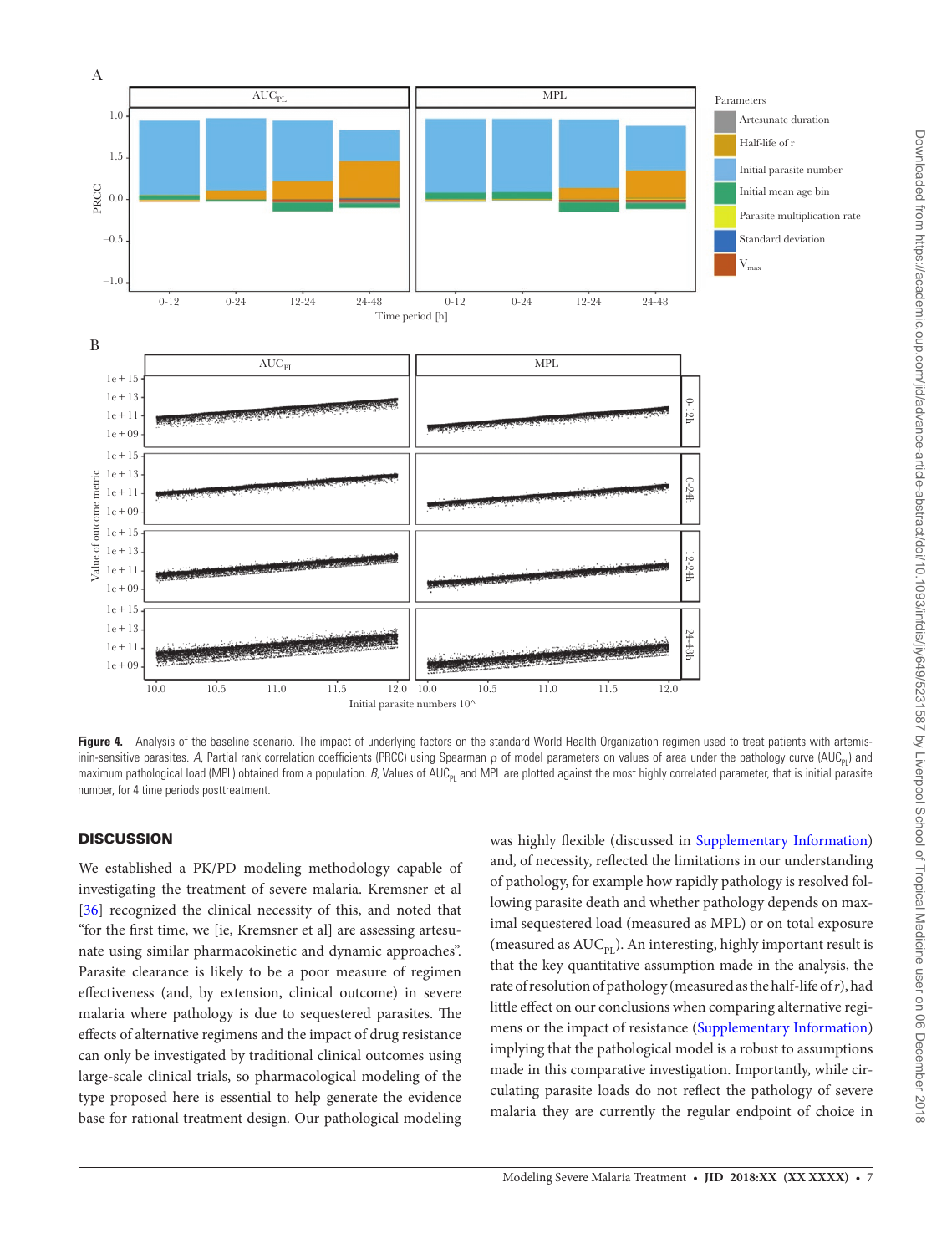**Figure 4.** Analysis of the baseline scenario. The impact of underlying factors on the standard World Health Organization regimen used to treat patients with artemisinin-sensitive parasites. *A*, Partial rank correlation coefficients (PRCC) using Spearman ρ of model parameters on values of area under the pathology curve ($AUC_{PL}$) and maximum pathological load (MPL) obtained from a population. *B*, Values of $AUC_{PL}$ and MPL are plotted against the most highly correlated parameter, that is initial parasite number, for 4 time periods posttreatment.

## DISCUSSION

We established a PK/PD modeling methodology capable of investigating the treatment of severe malaria. Kremsner et al [36] recognized the clinical necessity of this, and noted that "for the first time, we [ie, Kremsner et al] are assessing artesunate using similar pharmacokinetic and dynamic approaches". Parasite clearance is likely to be a poor measure of regimen effectiveness (and, by extension, clinical outcome) in severe malaria where pathology is due to sequestered parasites. The effects of alternative regimens and the impact of drug resistance can only be investigated by traditional clinical outcomes using large-scale clinical trials, so pharmacological modeling of the type proposed here is essential to help generate the evidence base for rational treatment design. Our pathological modeling was highly flexible (discussed in Supplementary Information) and, of necessity, reflected the limitations in our understanding of pathology, for example how rapidly pathology is resolved following parasite death and whether pathology depends on maximal sequestered load (measured as MPL) or on total exposure (measured as $AUC_{PL}$). An interesting, highly important result is that the key quantitative assumption made in the analysis, the rate of resolution of pathology (measured as the half-life of $r$), had little effect on our conclusions when comparing alternative regimens or the impact of resistance (Supplementary Information) implying that the pathological model is a robust to assumptions made in this comparative investigation. Importantly, while circulating parasite loads do not reflect the pathology of severe malaria they are currently the regular endpoint of choice in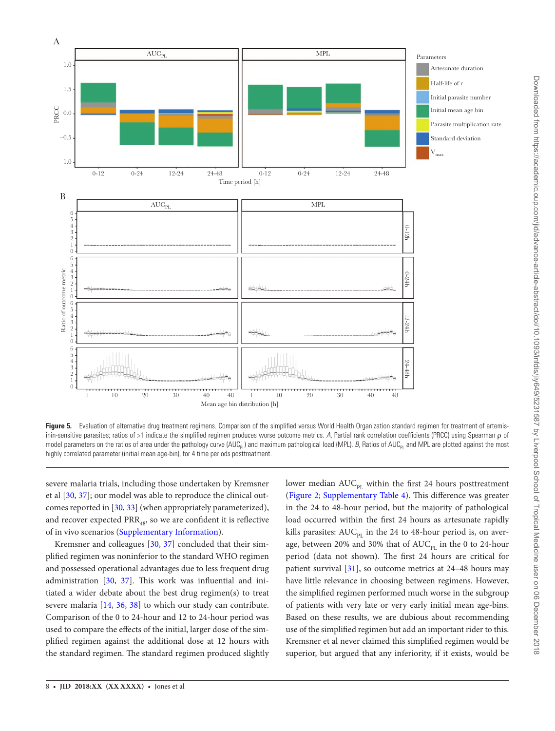**Figure 5.** Evaluation of alternative drug treatment regimens. Comparison of the simplified versus World Health Organization standard regimen for treatment of artemisinin-sensitive parasites; ratios of >1 indicate the simplified regimen produces worse outcome metrics. *A*, Partial rank correlation coefficients (PRCC) using Spearman ρ of model parameters on the ratios of area under the pathology curve ($AUC_{PL}$) and maximum pathological load (MPL). *B*, Ratios of $AUC_{PL}$ and MPL are plotted against the most highly correlated parameter (initial mean age-bin), for 4 time periods posttreatment.

severe malaria trials, including those undertaken by Kremsner et al [30, 37]; our model was able to reproduce the clinical outcomes reported in [30, 33] (when appropriately parameterized), and recover expected $PRR_{48}$, so we are confident it is reflective of in vivo scenarios (Supplementary Information).

Kremsner and colleagues [30, 37] concluded that their simplified regimen was noninferior to the standard WHO regimen and possessed operational advantages due to less frequent drug administration [30, 37]. This work was influential and initiated a wider debate about the best drug regimen(s) to treat severe malaria [14, 36, 38] to which our study can contribute. Comparison of the 0 to 24-hour and 12 to 24-hour period was used to compare the effects of the initial, larger dose of the simplified regimen against the additional dose at 12 hours with the standard regimen. The standard regimen produced slightly lower median $AUC_{PL}$ within the first 24 hours posttreatment (Figure 2; Supplementary Table 4). This difference was greater in the 24 to 48-hour period, but the majority of pathological load occurred within the first 24 hours as artesunate rapidly kills parasites: $AUC_{PL}$ in the 24 to 48-hour period is, on average, between 20% and 30% that of $AUC_{PL}$ in the 0 to 24-hour period (data not shown). The first 24 hours are critical for patient survival [31], so outcome metrics at 24–48 hours may have little relevance in choosing between regimens. However, the simplified regimen performed much worse in the subgroup of patients with very late or very early initial mean age-bins. Based on these results, we are dubious about recommending use of the simplified regimen but add an important rider to this. Kremsner et al never claimed this simplified regimen would be superior, but argued that any inferiority, if it exists, would be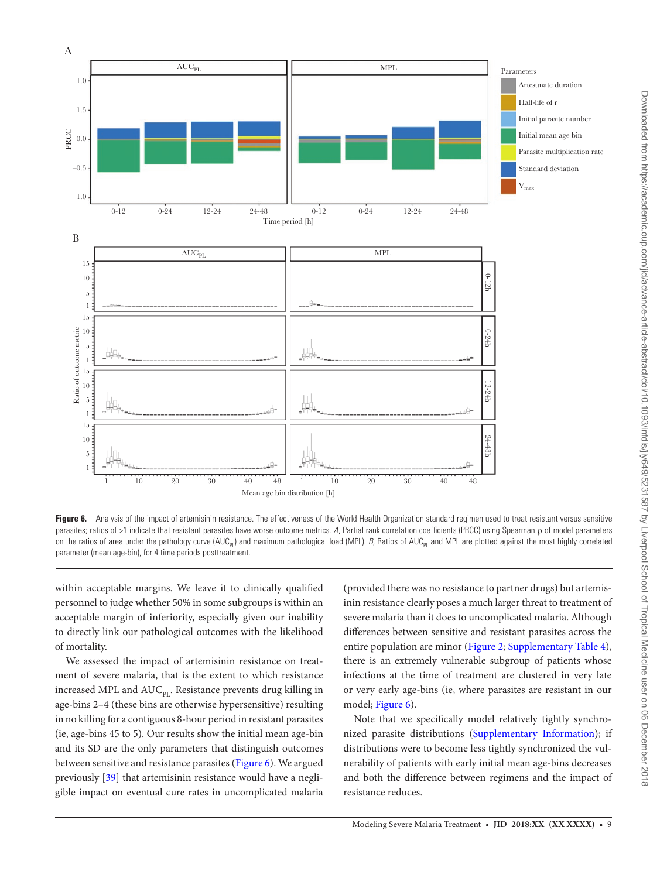**Figure 6.** Analysis of the impact of artemisinin resistance. The effectiveness of the World Health Organization standard regimen used to treat resistant versus sensitive parasites; ratios of >1 indicate that resistant parasites have worse outcome metrics. *A*, Partial rank correlation coefficients (PRCC) using Spearman ρ of model parameters on the ratios of area under the pathology curve ($AUC_{PL}$) and maximum pathological load (MPL). *B*, Ratios of $AUC_{PL}$ and MPL are plotted against the most highly correlated parameter (mean age-bin), for 4 time periods posttreatment.

within acceptable margins. We leave it to clinically qualified personnel to judge whether 50% in some subgroups is within an acceptable margin of inferiority, especially given our inability to directly link our pathological outcomes with the likelihood of mortality.

We assessed the impact of artemisinin resistance on treatment of severe malaria, that is the extent to which resistance increased MPL and $AUC_{PL}$. Resistance prevents drug killing in age-bins 2–4 (these bins are otherwise hypersensitive) resulting in no killing for a contiguous 8-hour period in resistant parasites (ie, age-bins 45 to 5). Our results show the initial mean age-bin and its SD are the only parameters that distinguish outcomes between sensitive and resistance parasites (Figure 6). We argued previously [39] that artemisinin resistance would have a negligible impact on eventual cure rates in uncomplicated malaria (provided there was no resistance to partner drugs) but artemisinin resistance clearly poses a much larger threat to treatment of severe malaria than it does to uncomplicated malaria. Although differences between sensitive and resistant parasites across the entire population are minor (Figure 2; Supplementary Table 4), there is an extremely vulnerable subgroup of patients whose infections at the time of treatment are clustered in very late or very early age-bins (ie, where parasites are resistant in our model; Figure 6).

Note that we specifically model relatively tightly synchronized parasite distributions (Supplementary Information); if distributions were to become less tightly synchronized the vulnerability of patients with early initial mean age-bins decreases and both the difference between regimens and the impact of resistance reduces.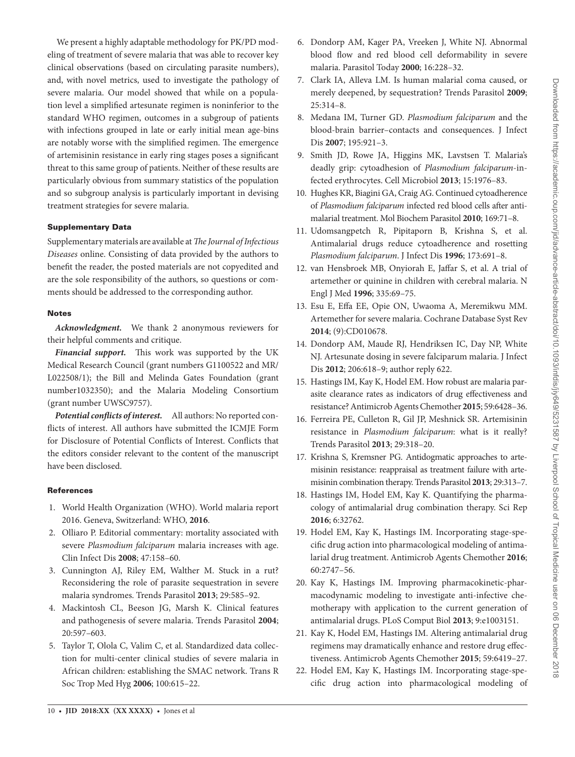We present a highly adaptable methodology for PK/PD modeling of treatment of severe malaria that was able to recover key clinical observations (based on circulating parasite numbers), and, with novel metrics, used to investigate the pathology of severe malaria. Our model showed that while on a population level a simplified artesunate regimen is noninferior to the standard WHO regimen, outcomes in a subgroup of patients with infections grouped in late or early initial mean age-bins are notably worse with the simplified regimen. The emergence of artemisinin resistance in early ring stages poses a significant threat to this same group of patients. Neither of these results are particularly obvious from summary statistics of the population and so subgroup analysis is particularly important in devising treatment strategies for severe malaria.

## Supplementary Data

Supplementary materials are available at *The Journal of Infectious Diseases* online. Consisting of data provided by the authors to benefit the reader, the posted materials are not copyedited and are the sole responsibility of the authors, so questions or comments should be addressed to the corresponding author.

## Notes

***Acknowledgment.*** We thank 2 anonymous reviewers for their helpful comments and critique.

***Financial support.*** This work was supported by the UK Medical Research Council (grant numbers G1100522 and MR/L022508/1); the Bill and Melinda Gates Foundation (grant number1032350); and the Malaria Modeling Consortium (grant number UWSC9757).

***Potential conflicts of interest.*** All authors: No reported conflicts of interest. All authors have submitted the ICMJE Form for Disclosure of Potential Conflicts of Interest. Conflicts that the editors consider relevant to the content of the manuscript have been disclosed.

## References

1. World Health Organization (WHO). World malaria report 2016. Geneva, Switzerland: WHO, **2016**.
2. Olliaro P. Editorial commentary: mortality associated with severe *Plasmodium falciparum* malaria increases with age. Clin Infect Dis **2008**; 47:158–60.
3. Cunnington AJ, Riley EM, Walther M. Stuck in a rut? Reconsidering the role of parasite sequestration in severe malaria syndromes. Trends Parasitol **2013**; 29:585–92.
4. Mackintosh CL, Beeson JG, Marsh K. Clinical features and pathogenesis of severe malaria. Trends Parasitol **2004**; 20:597–603.
5. Taylor T, Olola C, Valim C, et al. Standardized data collection for multi-center clinical studies of severe malaria in African children: establishing the SMAC network. Trans R Soc Trop Med Hyg **2006**; 100:615–22.
6. Dondorp AM, Kager PA, Vreeken J, White NJ. Abnormal blood flow and red blood cell deformability in severe malaria. Parasitol Today **2000**; 16:228–32.
7. Clark IA, Alleva LM. Is human malarial coma caused, or merely deepened, by sequestration? Trends Parasitol **2009**; 25:314–8.
8. Medana IM, Turner GD. *Plasmodium falciparum* and the blood-brain barrier–contacts and consequences. J Infect Dis **2007**; 195:921–3.
9. Smith JD, Rowe JA, Higgins MK, Lavstsen T. Malaria's deadly grip: cytoadhesion of *Plasmodium falciparum*-infected erythrocytes. Cell Microbiol **2013**; 15:1976–83.
10. Hughes KR, Biagini GA, Craig AG. Continued cytoadherence of *Plasmodium falciparum* infected red blood cells after antimalarial treatment. Mol Biochem Parasitol **2010**; 169:71–8.
11. Udomsangpetch R, Pipitaporn B, Krishna S, et al. Antimalarial drugs reduce cytoadherence and rosetting *Plasmodium falciparum*. J Infect Dis **1996**; 173:691–8.
12. van Hensbroek MB, Onyiorah E, Jaffar S, et al. A trial of artemether or quinine in children with cerebral malaria. N Engl J Med **1996**; 335:69–75.
13. Esu E, Effa EE, Opie ON, Uwaoma A, Meremikwu MM. Artemether for severe malaria. Cochrane Database Syst Rev **2014**; (9):CD010678.
14. Dondorp AM, Maude RJ, Hendriksen IC, Day NP, White NJ. Artesunate dosing in severe falciparum malaria. J Infect Dis **2012**; 206:618–9; author reply 622.
15. Hastings IM, Kay K, Hodel EM. How robust are malaria parasite clearance rates as indicators of drug effectiveness and resistance? Antimicrob Agents Chemother **2015**; 59:6428–36.
16. Ferreira PE, Culleton R, Gil JP, Meshnick SR. Artemisinin resistance in *Plasmodium falciparum*: what is it really? Trends Parasitol **2013**; 29:318–20.
17. Krishna S, Kremsner PG. Antidogmatic approaches to artemisinin resistance: reappraisal as treatment failure with artemisinin combination therapy. Trends Parasitol **2013**; 29:313–7.
18. Hastings IM, Hodel EM, Kay K. Quantifying the pharmacology of antimalarial drug combination therapy. Sci Rep **2016**; 6:32762.
19. Hodel EM, Kay K, Hastings IM. Incorporating stage-specific drug action into pharmacological modeling of antimalarial drug treatment. Antimicrob Agents Chemother **2016**; 60:2747–56.
20. Kay K, Hastings IM. Improving pharmacokinetic-pharmacodynamic modeling to investigate anti-infective chemotherapy with application to the current generation of antimalarial drugs. PLoS Comput Biol **2013**; 9:e1003151.
21. Kay K, Hodel EM, Hastings IM. Altering antimalarial drug regimens may dramatically enhance and restore drug effectiveness. Antimicrob Agents Chemother **2015**; 59:6419–27.
22. Hodel EM, Kay K, Hastings IM. Incorporating stage-specific drug action into pharmacological modeling of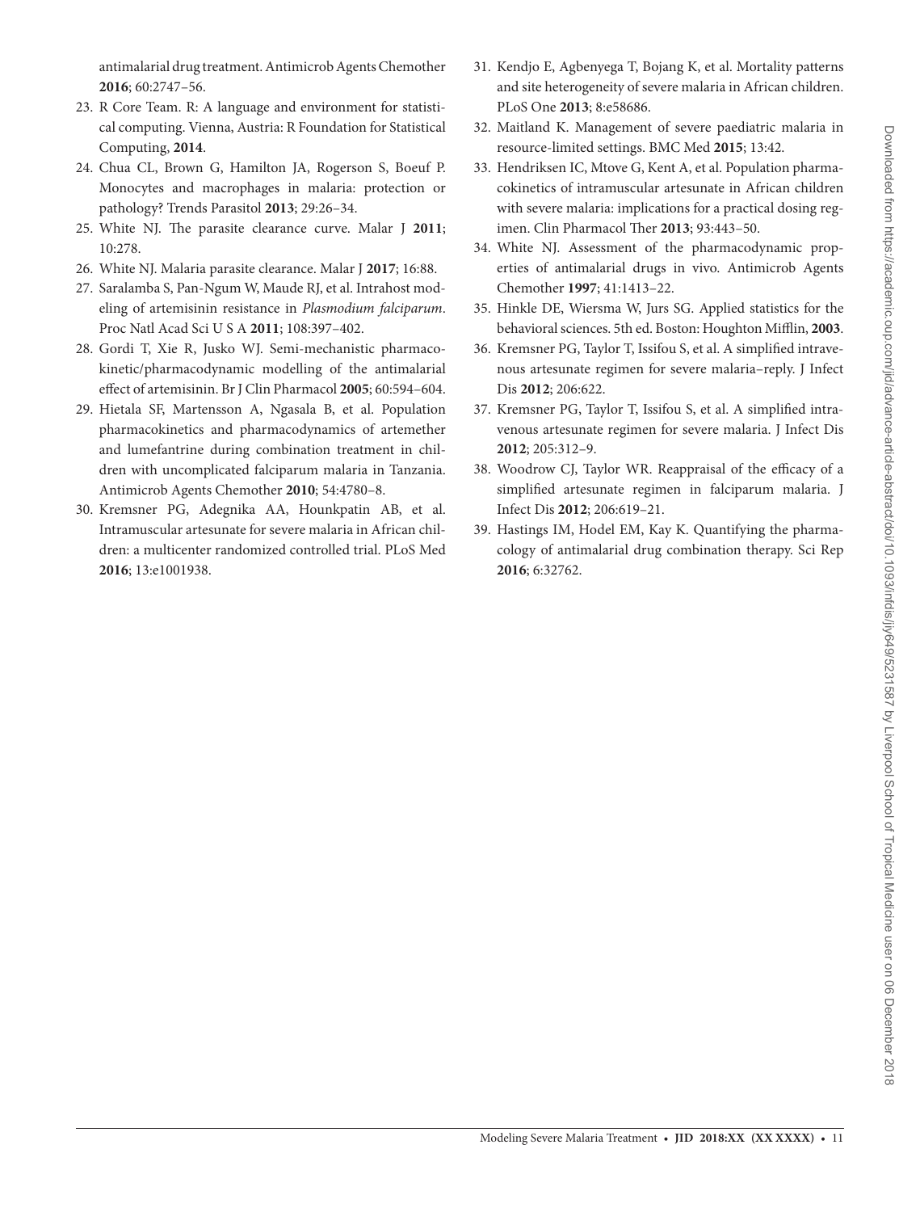antimalarial drug treatment. Antimicrob Agents Chemother **2016**; 60:2747–56.

23. R Core Team. R: A language and environment for statistical computing. Vienna, Austria: R Foundation for Statistical Computing, **2014**.
24. Chua CL, Brown G, Hamilton JA, Rogerson S, Boeuf P. Monocytes and macrophages in malaria: protection or pathology? Trends Parasitol **2013**; 29:26–34.
25. White NJ. The parasite clearance curve. Malar J **2011**; 10:278.
26. White NJ. Malaria parasite clearance. Malar J **2017**; 16:88.
27. Saralamba S, Pan-Ngum W, Maude RJ, et al. Intrahost modeling of artemisinin resistance in *Plasmodium falciparum*. Proc Natl Acad Sci U S A **2011**; 108:397–402.
28. Gordi T, Xie R, Jusko WJ. Semi-mechanistic pharmacokinetic/pharmacodynamic modelling of the antimalarial effect of artemisinin. Br J Clin Pharmacol **2005**; 60:594–604.
29. Hietala SF, Martensson A, Ngasala B, et al. Population pharmacokinetics and pharmacodynamics of artemether and lumefantrine during combination treatment in children with uncomplicated falciparum malaria in Tanzania. Antimicrob Agents Chemother **2010**; 54:4780–8.
30. Kremsner PG, Adegnika AA, Hounkpatin AB, et al. Intramuscular artesunate for severe malaria in African children: a multicenter randomized controlled trial. PLoS Med **2016**; 13:e1001938.
31. Kendjo E, Agbenyega T, Bojang K, et al. Mortality patterns and site heterogeneity of severe malaria in African children. PLoS One **2013**; 8:e58686.
32. Maitland K. Management of severe paediatric malaria in resource-limited settings. BMC Med **2015**; 13:42.
33. Hendriksen IC, Mtove G, Kent A, et al. Population pharmacokinetics of intramuscular artesunate in African children with severe malaria: implications for a practical dosing regimen. Clin Pharmacol Ther **2013**; 93:443–50.
34. White NJ. Assessment of the pharmacodynamic properties of antimalarial drugs in vivo. Antimicrob Agents Chemother **1997**; 41:1413–22.
35. Hinkle DE, Wiersma W, Jurs SG. Applied statistics for the behavioral sciences. 5th ed. Boston: Houghton Mifflin, **2003**.
36. Kremsner PG, Taylor T, Issifou S, et al. A simplified intravenous artesunate regimen for severe malaria–reply. J Infect Dis **2012**; 206:622.
37. Kremsner PG, Taylor T, Issifou S, et al. A simplified intravenous artesunate regimen for severe malaria. J Infect Dis **2012**; 205:312–9.
38. Woodrow CJ, Taylor WR. Reappraisal of the efficacy of a simplified artesunate regimen in falciparum malaria. J Infect Dis **2012**; 206:619–21.
39. Hastings IM, Hodel EM, Kay K. Quantifying the pharmacology of antimalarial drug combination therapy. Sci Rep **2016**; 6:32762.